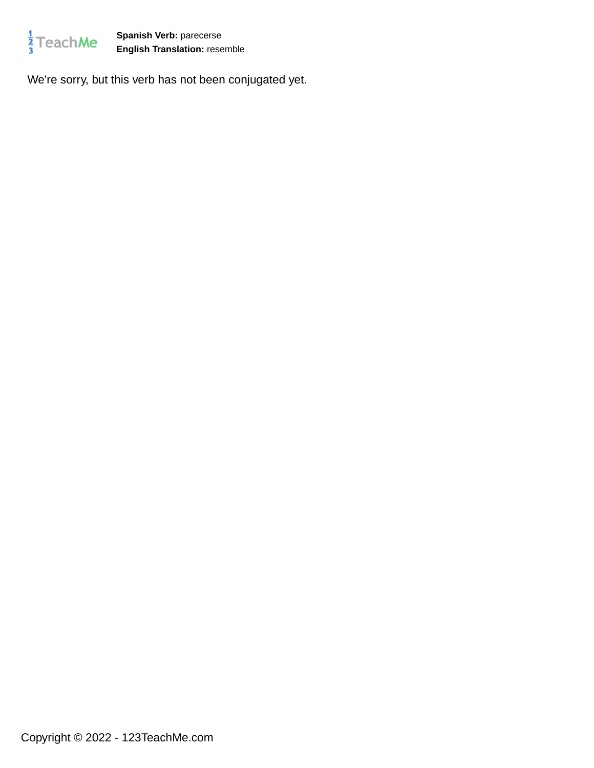**Spanish Verb:** parecerse
**English Translation:** resemble

We're sorry, but this verb has not been conjugated yet.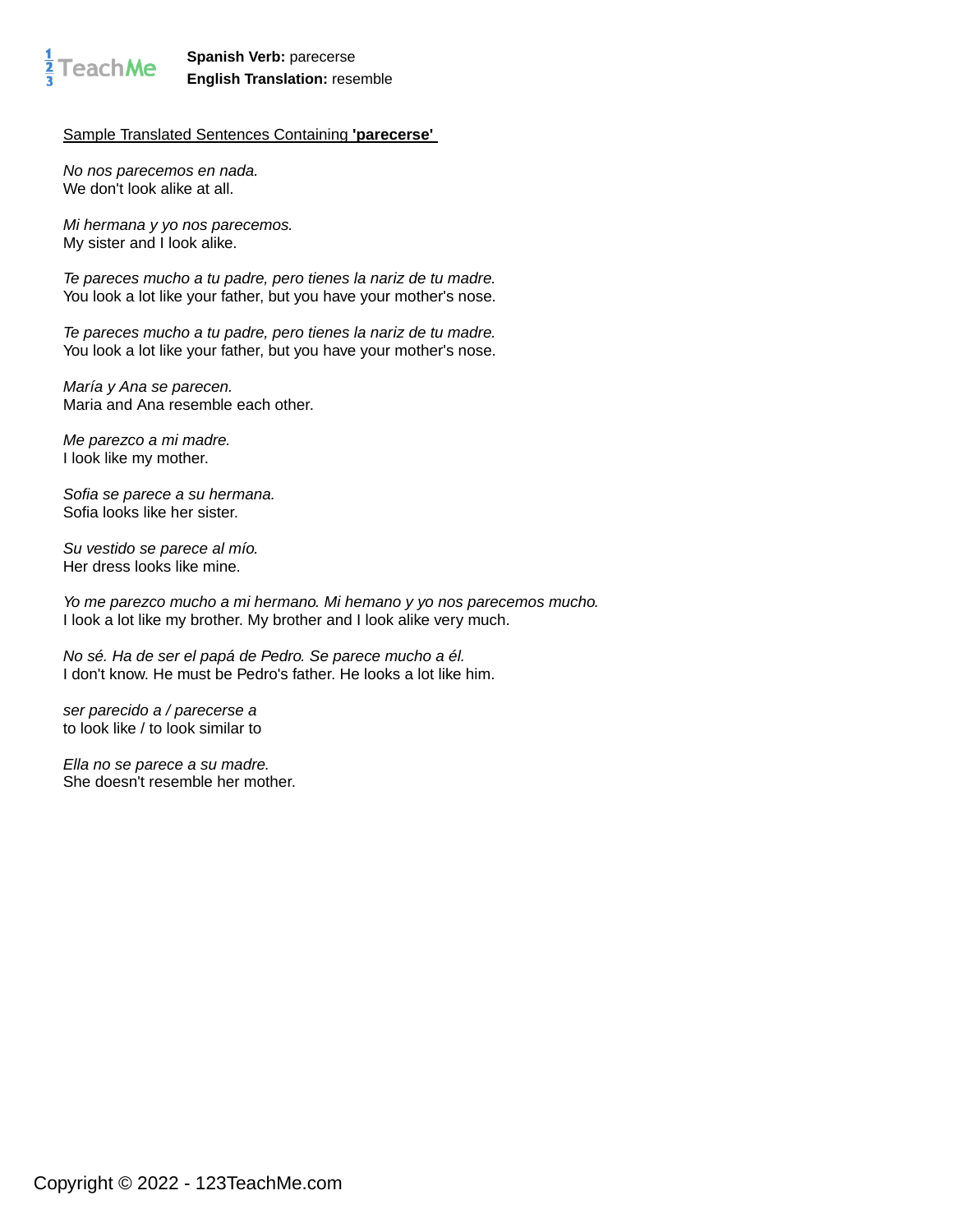**Spanish Verb:** parecerse
**English Translation:** resemble

<u>Sample Translated Sentences Containing **'parecerse'**</u>

*No nos parecemos en nada.*
We don't look alike at all.

*Mi hermana y yo nos parecemos.*
My sister and I look alike.

*Te pareces mucho a tu padre, pero tienes la nariz de tu madre.*
You look a lot like your father, but you have your mother's nose.

*Te pareces mucho a tu padre, pero tienes la nariz de tu madre.*
You look a lot like your father, but you have your mother's nose.

*María y Ana se parecen.*
Maria and Ana resemble each other.

*Me parezco a mi madre.*
I look like my mother.

*Sofia se parece a su hermana.*
Sofia looks like her sister.

*Su vestido se parece al mío.*
Her dress looks like mine.

*Yo me parezco mucho a mi hermano. Mi hemano y yo nos parecemos mucho.*
I look a lot like my brother. My brother and I look alike very much.

*No sé. Ha de ser el papá de Pedro. Se parece mucho a él.*
I don't know. He must be Pedro's father. He looks a lot like him.

*ser parecido a / parecerse a*
to look like / to look similar to

*Ella no se parece a su madre.*
She doesn't resemble her mother.